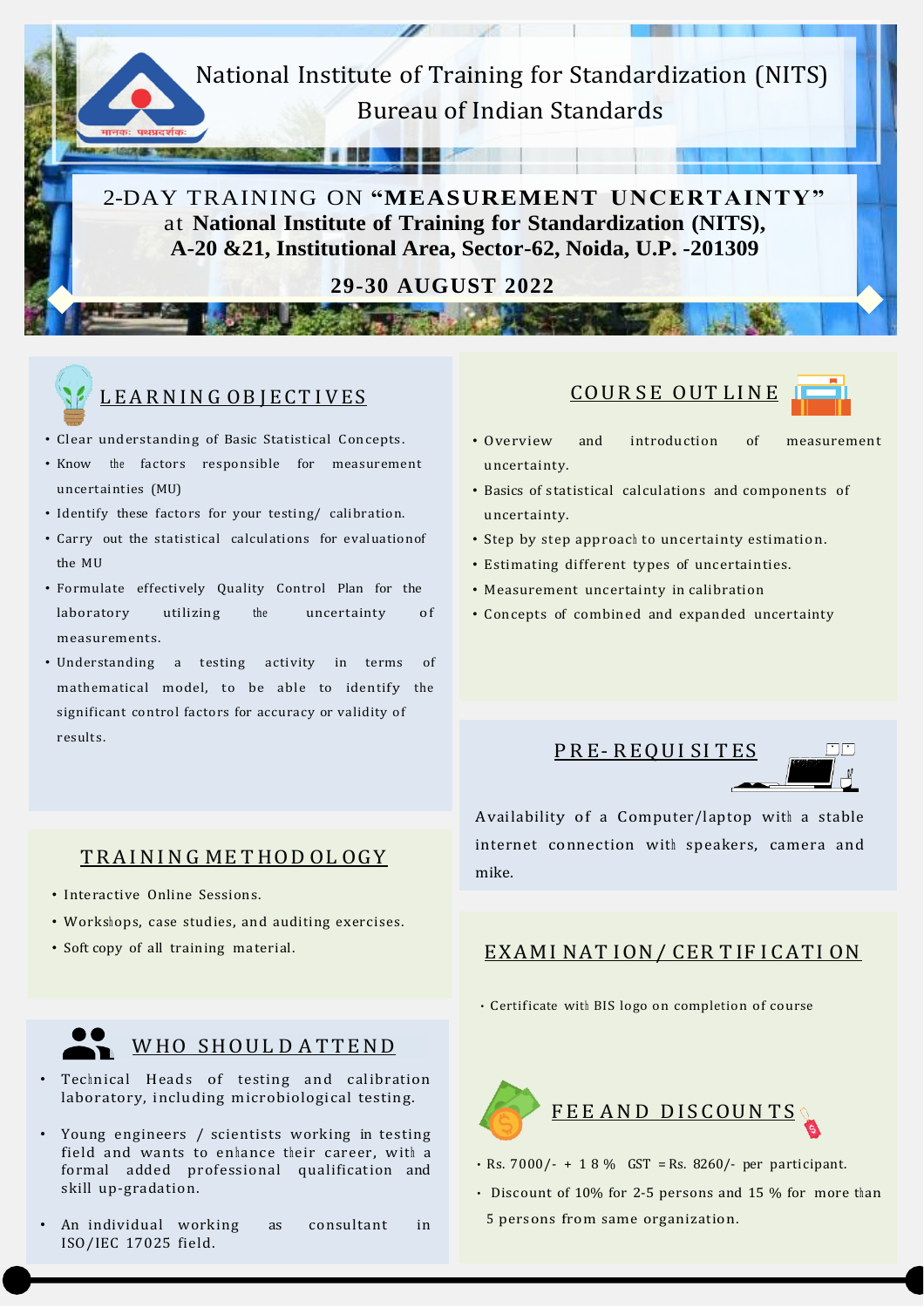# National Institute of Training for Standardization (NITS)

## Bureau of Indian Standards

मानकः पथप्रदर्शकः

## 2-DAY TRAINING ON "MEASUREMENT UNCERTAINTY"

at **National Institute of Training for Standardization (NITS), A-20 &21, Institutional Area, Sector-62, Noida, U.P. -201309**

**29-30 AUGUST 2022**

### LEARNING OBJECTIVES

- Clear understanding of Basic Statistical Concepts.
- Know the factors responsible for measurement uncertainties (MU)
- Identify these factors for your testing/ calibration.
- Carry out the statistical calculations for evaluation of the MU
- Formulate effectively Quality Control Plan for the laboratory utilizing the uncertainty of measurements.
- Understanding a testing activity in terms of mathematical model, to be able to identify the significant control factors for accuracy or validity of results.

### TRAINING METHODOLOGY

- Interactive Online Sessions.
- Workshops, case studies, and auditing exercises.
- Soft copy of all training material.

### WHO SHOULD ATTEND

- Technical Heads of testing and calibration laboratory, including microbiological testing.
- Young engineers / scientists working in testing field and wants to enhance their career, with a formal added professional qualification and skill up-gradation.
- An individual working as consultant in ISO/IEC 17025 field.

### COURSE OUTLINE

- Overview and introduction of measurement uncertainty.
- Basics of statistical calculations and components of uncertainty.
- Step by step approach to uncertainty estimation.
- Estimating different types of uncertainties.
- Measurement uncertainty in calibration
- Concepts of combined and expanded uncertainty

### PRE-REQUISITES

Availability of a Computer/laptop with a stable internet connection with speakers, camera and mike.

### EXAMINATION/ CERTIFICATION

- Certificate with BIS logo on completion of course

### FEE AND DISCOUNTS

- Rs. 7000/- + 18% GST = Rs. 8260/- per participant.
- Discount of 10% for 2-5 persons and 15 % for more than 5 persons from same organization.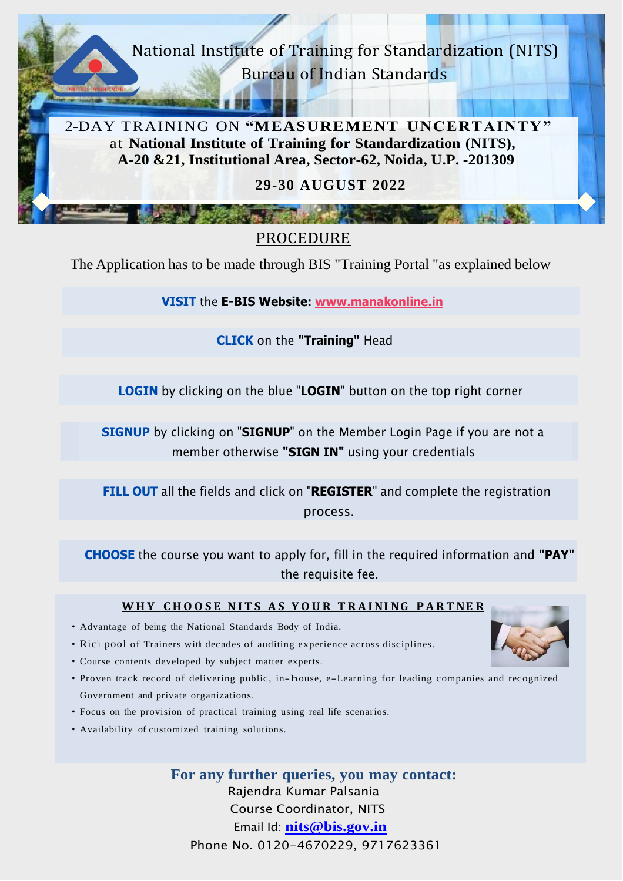# National Institute of Training for Standardization (NITS)
## Bureau of Indian Standards

2-DAY TRAINING ON **"MEASUREMENT UNCERTAINTY"**
at **National Institute of Training for Standardization (NITS), A-20 &21, Institutional Area, Sector-62, Noida, U.P. -201309**

**29-30 AUGUST 2022**

## PROCEDURE

The Application has to be made through BIS "Training Portal "as explained below

**VISIT** the **E-BIS Website:** **www.manakonline.in**

**CLICK** on the **"Training"** Head

**LOGIN** by clicking on the blue "**LOGIN**" button on the top right corner

**SIGNUP** by clicking on "**SIGNUP**" on the Member Login Page if you are not a member otherwise **"SIGN IN"** using your credentials

**FILL OUT** all the fields and click on "**REGISTER**" and complete the registration process.

**CHOOSE** the course you want to apply for, fill in the required information and **"PAY"** the requisite fee.

### WHY CHOOSE NITS AS YOUR TRAINING PARTNER

- Advantage of being the National Standards Body of India.
- Rich pool of Trainers with decades of auditing experience across disciplines.
- Course contents developed by subject matter experts.
- Proven track record of delivering public, in-house, e-Learning for leading companies and recognized Government and private organizations.
- Focus on the provision of practical training using real life scenarios.
- Availability of customized training solutions.

**For any further queries, you may contact:**

Rajendra Kumar Palsania
Course Coordinator, NITS
Email Id: **nits@bis.gov.in**
Phone No. 0120-4670229, 9717623361